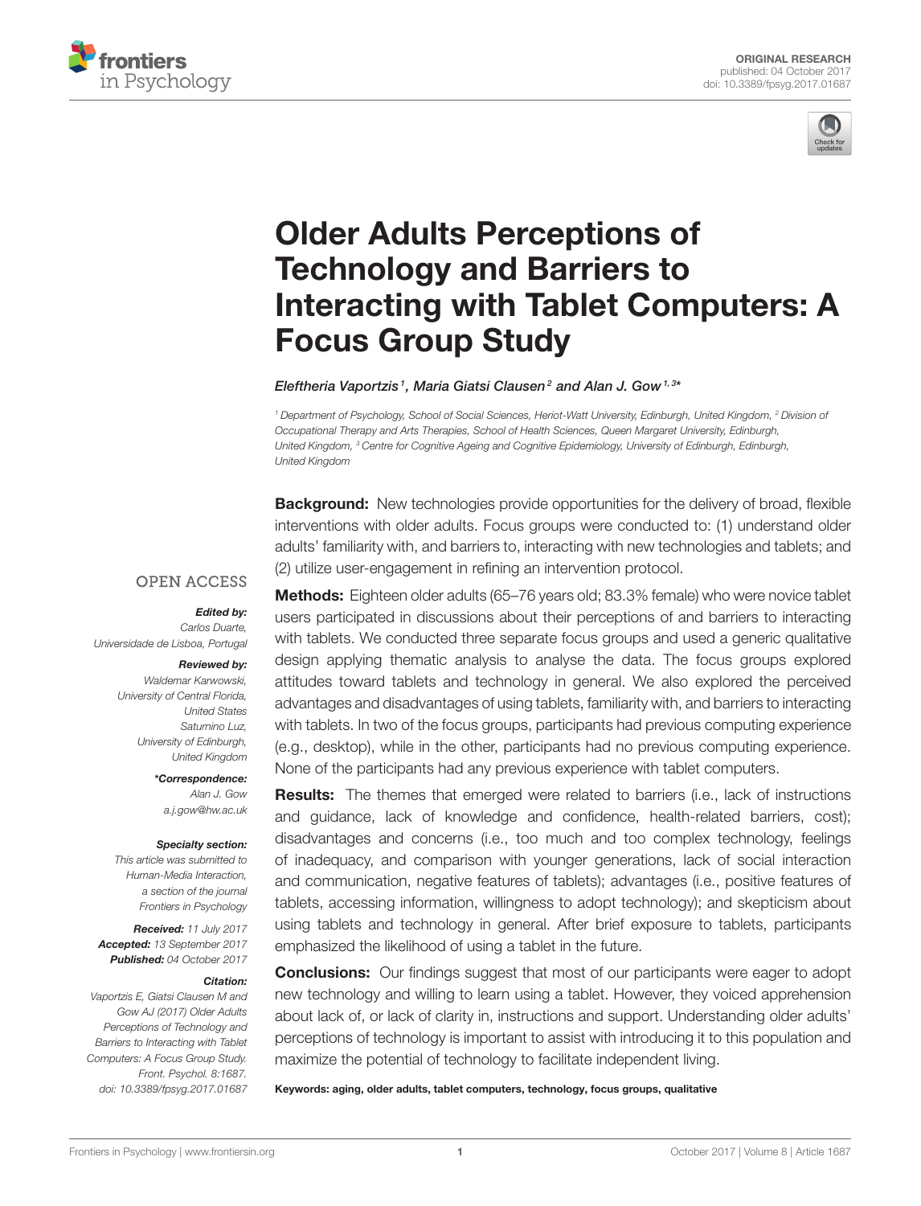ORIGINAL RESEARCH
published: 04 October 2017
doi: 10.3389/fpsyg.2017.01687

# Older Adults Perceptions of Technology and Barriers to Interacting with Tablet Computers: A Focus Group Study

*Eleftheria Vaportzis[1], Maria Giatsi Clausen[2] and Alan J. Gow[1,3]\**

[1] Department of Psychology, School of Social Sciences, Heriot-Watt University, Edinburgh, United Kingdom, [2] Division of Occupational Therapy and Arts Therapies, School of Health Sciences, Queen Margaret University, Edinburgh, United Kingdom, [3] Centre for Cognitive Ageing and Cognitive Epidemiology, University of Edinburgh, Edinburgh, United Kingdom

OPEN ACCESS

***Edited by:***
*Carlos Duarte,*
*Universidade de Lisboa, Portugal*

***Reviewed by:***
*Waldemar Karwowski,*
*University of Central Florida, United States*
*Saturnino Luz,*
*University of Edinburgh, United Kingdom*

***\*Correspondence:***
*Alan J. Gow*
*a.j.gow@hw.ac.uk*

***Specialty section:***
*This article was submitted to Human-Media Interaction, a section of the journal Frontiers in Psychology*

***Received:*** *11 July 2017*
***Accepted:*** *13 September 2017*
***Published:*** *04 October 2017*

***Citation:***
*Vaportzis E, Giatsi Clausen M and Gow AJ (2017) Older Adults Perceptions of Technology and Barriers to Interacting with Tablet Computers: A Focus Group Study. Front. Psychol. 8:1687. doi: 10.3389/fpsyg.2017.01687*

**Background:** New technologies provide opportunities for the delivery of broad, flexible interventions with older adults. Focus groups were conducted to: (1) understand older adults' familiarity with, and barriers to, interacting with new technologies and tablets; and (2) utilize user-engagement in refining an intervention protocol.

**Methods:** Eighteen older adults (65–76 years old; 83.3% female) who were novice tablet users participated in discussions about their perceptions of and barriers to interacting with tablets. We conducted three separate focus groups and used a generic qualitative design applying thematic analysis to analyse the data. The focus groups explored attitudes toward tablets and technology in general. We also explored the perceived advantages and disadvantages of using tablets, familiarity with, and barriers to interacting with tablets. In two of the focus groups, participants had previous computing experience (e.g., desktop), while in the other, participants had no previous computing experience. None of the participants had any previous experience with tablet computers.

**Results:** The themes that emerged were related to barriers (i.e., lack of instructions and guidance, lack of knowledge and confidence, health-related barriers, cost); disadvantages and concerns (i.e., too much and too complex technology, feelings of inadequacy, and comparison with younger generations, lack of social interaction and communication, negative features of tablets); advantages (i.e., positive features of tablets, accessing information, willingness to adopt technology); and skepticism about using tablets and technology in general. After brief exposure to tablets, participants emphasized the likelihood of using a tablet in the future.

**Conclusions:** Our findings suggest that most of our participants were eager to adopt new technology and willing to learn using a tablet. However, they voiced apprehension about lack of, or lack of clarity in, instructions and support. Understanding older adults' perceptions of technology is important to assist with introducing it to this population and maximize the potential of technology to facilitate independent living.

**Keywords: aging, older adults, tablet computers, technology, focus groups, qualitative**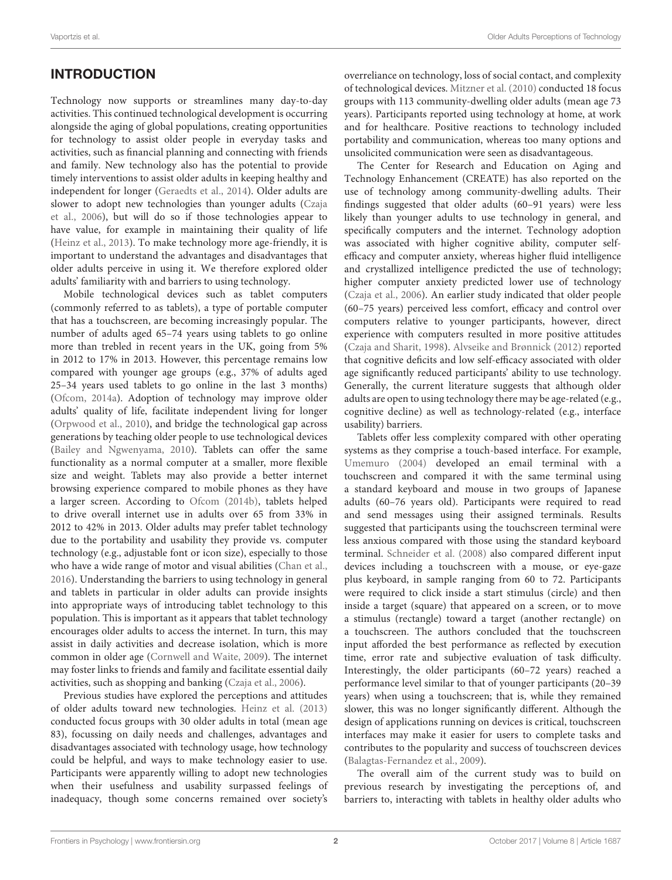## INTRODUCTION

Technology now supports or streamlines many day-to-day activities. This continued technological development is occurring alongside the aging of global populations, creating opportunities for technology to assist older people in everyday tasks and activities, such as financial planning and connecting with friends and family. New technology also has the potential to provide timely interventions to assist older adults in keeping healthy and independent for longer (Geraedts et al., 2014). Older adults are slower to adopt new technologies than younger adults (Czaja et al., 2006), but will do so if those technologies appear to have value, for example in maintaining their quality of life (Heinz et al., 2013). To make technology more age-friendly, it is important to understand the advantages and disadvantages that older adults perceive in using it. We therefore explored older adults' familiarity with and barriers to using technology.

Mobile technological devices such as tablet computers (commonly referred to as tablets), a type of portable computer that has a touchscreen, are becoming increasingly popular. The number of adults aged 65–74 years using tablets to go online more than trebled in recent years in the UK, going from 5% in 2012 to 17% in 2013. However, this percentage remains low compared with younger age groups (e.g., 37% of adults aged 25–34 years used tablets to go online in the last 3 months) (Ofcom, 2014a). Adoption of technology may improve older adults' quality of life, facilitate independent living for longer (Orpwood et al., 2010), and bridge the technological gap across generations by teaching older people to use technological devices (Bailey and Ngwenyama, 2010). Tablets can offer the same functionality as a normal computer at a smaller, more flexible size and weight. Tablets may also provide a better internet browsing experience compared to mobile phones as they have a larger screen. According to Ofcom (2014b), tablets helped to drive overall internet use in adults over 65 from 33% in 2012 to 42% in 2013. Older adults may prefer tablet technology due to the portability and usability they provide vs. computer technology (e.g., adjustable font or icon size), especially to those who have a wide range of motor and visual abilities (Chan et al., 2016). Understanding the barriers to using technology in general and tablets in particular in older adults can provide insights into appropriate ways of introducing tablet technology to this population. This is important as it appears that tablet technology encourages older adults to access the internet. In turn, this may assist in daily activities and decrease isolation, which is more common in older age (Cornwell and Waite, 2009). The internet may foster links to friends and family and facilitate essential daily activities, such as shopping and banking (Czaja et al., 2006).

Previous studies have explored the perceptions and attitudes of older adults toward new technologies. Heinz et al. (2013) conducted focus groups with 30 older adults in total (mean age 83), focussing on daily needs and challenges, advantages and disadvantages associated with technology usage, how technology could be helpful, and ways to make technology easier to use. Participants were apparently willing to adopt new technologies when their usefulness and usability surpassed feelings of inadequacy, though some concerns remained over society's overreliance on technology, loss of social contact, and complexity of technological devices. Mitzner et al. (2010) conducted 18 focus groups with 113 community-dwelling older adults (mean age 73 years). Participants reported using technology at home, at work and for healthcare. Positive reactions to technology included portability and communication, whereas too many options and unsolicited communication were seen as disadvantageous.

The Center for Research and Education on Aging and Technology Enhancement (CREATE) has also reported on the use of technology among community-dwelling adults. Their findings suggested that older adults (60–91 years) were less likely than younger adults to use technology in general, and specifically computers and the internet. Technology adoption was associated with higher cognitive ability, computer self-efficacy and computer anxiety, whereas higher fluid intelligence and crystallized intelligence predicted the use of technology; higher computer anxiety predicted lower use of technology (Czaja et al., 2006). An earlier study indicated that older people (60–75 years) perceived less comfort, efficacy and control over computers relative to younger participants, however, direct experience with computers resulted in more positive attitudes (Czaja and Sharit, 1998). Alvseike and Brønnick (2012) reported that cognitive deficits and low self-efficacy associated with older age significantly reduced participants' ability to use technology. Generally, the current literature suggests that although older adults are open to using technology there may be age-related (e.g., cognitive decline) as well as technology-related (e.g., interface usability) barriers.

Tablets offer less complexity compared with other operating systems as they comprise a touch-based interface. For example, Umemuro (2004) developed an email terminal with a touchscreen and compared it with the same terminal using a standard keyboard and mouse in two groups of Japanese adults (60–76 years old). Participants were required to read and send messages using their assigned terminals. Results suggested that participants using the touchscreen terminal were less anxious compared with those using the standard keyboard terminal. Schneider et al. (2008) also compared different input devices including a touchscreen with a mouse, or eye-gaze plus keyboard, in sample ranging from 60 to 72. Participants were required to click inside a start stimulus (circle) and then inside a target (square) that appeared on a screen, or to move a stimulus (rectangle) toward a target (another rectangle) on a touchscreen. The authors concluded that the touchscreen input afforded the best performance as reflected by execution time, error rate and subjective evaluation of task difficulty. Interestingly, the older participants (60–72 years) reached a performance level similar to that of younger participants (20–39 years) when using a touchscreen; that is, while they remained slower, this was no longer significantly different. Although the design of applications running on devices is critical, touchscreen interfaces may make it easier for users to complete tasks and contributes to the popularity and success of touchscreen devices (Balagtas-Fernandez et al., 2009).

The overall aim of the current study was to build on previous research by investigating the perceptions of, and barriers to, interacting with tablets in healthy older adults who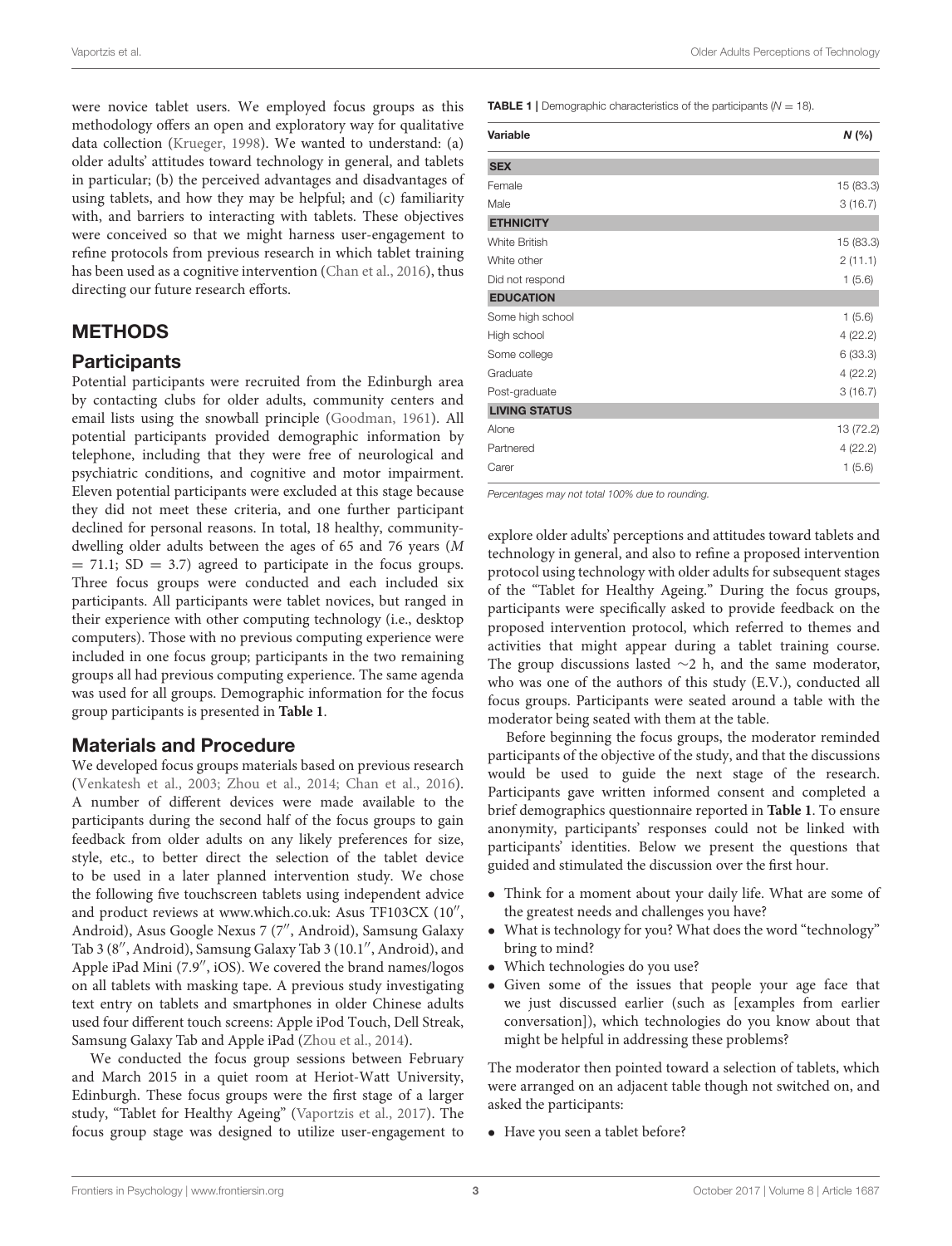were novice tablet users. We employed focus groups as this methodology offers an open and exploratory way for qualitative data collection (Krueger, 1998). We wanted to understand: (a) older adults' attitudes toward technology in general, and tablets in particular; (b) the perceived advantages and disadvantages of using tablets, and how they may be helpful; and (c) familiarity with, and barriers to interacting with tablets. These objectives were conceived so that we might harness user-engagement to refine protocols from previous research in which tablet training has been used as a cognitive intervention (Chan et al., 2016), thus directing our future research efforts.

# METHODS

## Participants

Potential participants were recruited from the Edinburgh area by contacting clubs for older adults, community centers and email lists using the snowball principle (Goodman, 1961). All potential participants provided demographic information by telephone, including that they were free of neurological and psychiatric conditions, and cognitive and motor impairment. Eleven potential participants were excluded at this stage because they did not meet these criteria, and one further participant declined for personal reasons. In total, 18 healthy, community-dwelling older adults between the ages of 65 and 76 years ($M = 71.1$; SD = 3.7) agreed to participate in the focus groups. Three focus groups were conducted and each included six participants. All participants were tablet novices, but ranged in their experience with other computing technology (i.e., desktop computers). Those with no previous computing experience were included in one focus group; participants in the two remaining groups all had previous computing experience. The same agenda was used for all groups. Demographic information for the focus group participants is presented in **Table 1**.

**TABLE 1** | Demographic characteristics of the participants ($N = 18$).

| Variable | N (%) |
|---|---|
| **SEX** | |
| Female | 15 (83.3) |
| Male | 3 (16.7) |
| **ETHNICITY** | |
| White British | 15 (83.3) |
| White other | 2 (11.1) |
| Did not respond | 1 (5.6) |
| **EDUCATION** | |
| Some high school | 1 (5.6) |
| High school | 4 (22.2) |
| Some college | 6 (33.3) |
| Graduate | 4 (22.2) |
| Post-graduate | 3 (16.7) |
| **LIVING STATUS** | |
| Alone | 13 (72.2) |
| Partnered | 4 (22.2) |
| Carer | 1 (5.6) |

*Percentages may not total 100% due to rounding.*

## Materials and Procedure

We developed focus groups materials based on previous research (Venkatesh et al., 2003; Zhou et al., 2014; Chan et al., 2016). A number of different devices were made available to the participants during the second half of the focus groups to gain feedback from older adults on any likely preferences for size, style, etc., to better direct the selection of the tablet device to be used in a later planned intervention study. We chose the following five touchscreen tablets using independent advice and product reviews at www.which.co.uk: Asus TF103CX (10″, Android), Asus Google Nexus 7 (7″, Android), Samsung Galaxy Tab 3 (8″, Android), Samsung Galaxy Tab 3 (10.1″, Android), and Apple iPad Mini (7.9″, iOS). We covered the brand names/logos on all tablets with masking tape. A previous study investigating text entry on tablets and smartphones in older Chinese adults used four different touch screens: Apple iPod Touch, Dell Streak, Samsung Galaxy Tab and Apple iPad (Zhou et al., 2014).

We conducted the focus group sessions between February and March 2015 in a quiet room at Heriot-Watt University, Edinburgh. These focus groups were the first stage of a larger study, "Tablet for Healthy Ageing" (Vaportzis et al., 2017). The focus group stage was designed to utilize user-engagement to explore older adults' perceptions and attitudes toward tablets and technology in general, and also to refine a proposed intervention protocol using technology with older adults for subsequent stages of the "Tablet for Healthy Ageing." During the focus groups, participants were specifically asked to provide feedback on the proposed intervention protocol, which referred to themes and activities that might appear during a tablet training course. The group discussions lasted ∼2 h, and the same moderator, who was one of the authors of this study (E.V.), conducted all focus groups. Participants were seated around a table with the moderator being seated with them at the table.

Before beginning the focus groups, the moderator reminded participants of the objective of the study, and that the discussions would be used to guide the next stage of the research. Participants gave written informed consent and completed a brief demographics questionnaire reported in **Table 1**. To ensure anonymity, participants' responses could not be linked with participants' identities. Below we present the questions that guided and stimulated the discussion over the first hour.

- Think for a moment about your daily life. What are some of the greatest needs and challenges you have?
- What is technology for you? What does the word "technology" bring to mind?
- Which technologies do you use?
- Given some of the issues that people your age face that we just discussed earlier (such as [examples from earlier conversation]), which technologies do you know about that might be helpful in addressing these problems?

The moderator then pointed toward a selection of tablets, which were arranged on an adjacent table though not switched on, and asked the participants:

- Have you seen a tablet before?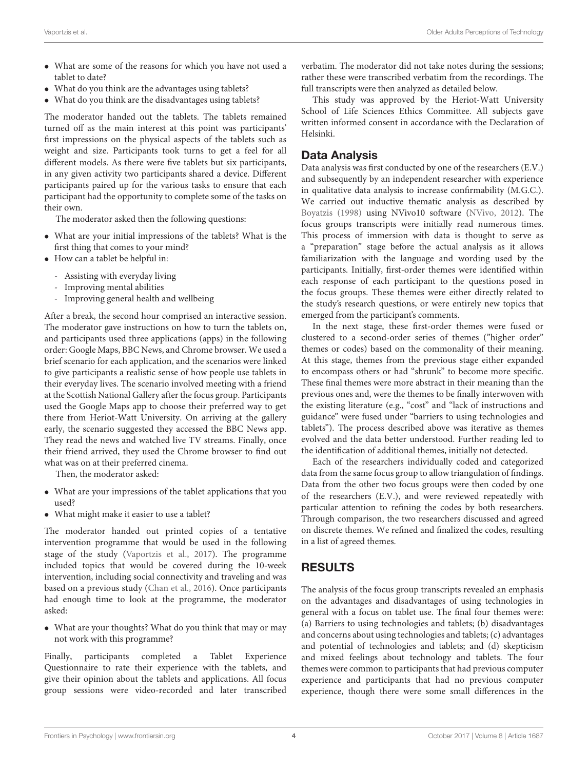- What are some of the reasons for which you have not used a tablet to date?
- What do you think are the advantages using tablets?
- What do you think are the disadvantages using tablets?

The moderator handed out the tablets. The tablets remained turned off as the main interest at this point was participants' first impressions on the physical aspects of the tablets such as weight and size. Participants took turns to get a feel for all different models. As there were five tablets but six participants, in any given activity two participants shared a device. Different participants paired up for the various tasks to ensure that each participant had the opportunity to complete some of the tasks on their own.

The moderator asked then the following questions:

- What are your initial impressions of the tablets? What is the first thing that comes to your mind?
- How can a tablet be helpful in:
  - Assisting with everyday living
  - Improving mental abilities
  - Improving general health and wellbeing

After a break, the second hour comprised an interactive session. The moderator gave instructions on how to turn the tablets on, and participants used three applications (apps) in the following order: Google Maps, BBC News, and Chrome browser. We used a brief scenario for each application, and the scenarios were linked to give participants a realistic sense of how people use tablets in their everyday lives. The scenario involved meeting with a friend at the Scottish National Gallery after the focus group. Participants used the Google Maps app to choose their preferred way to get there from Heriot-Watt University. On arriving at the gallery early, the scenario suggested they accessed the BBC News app. They read the news and watched live TV streams. Finally, once their friend arrived, they used the Chrome browser to find out what was on at their preferred cinema.

Then, the moderator asked:

- What are your impressions of the tablet applications that you used?
- What might make it easier to use a tablet?

The moderator handed out printed copies of a tentative intervention programme that would be used in the following stage of the study (Vaportzis et al., 2017). The programme included topics that would be covered during the 10-week intervention, including social connectivity and traveling and was based on a previous study (Chan et al., 2016). Once participants had enough time to look at the programme, the moderator asked:

- What are your thoughts? What do you think that may or may not work with this programme?

Finally, participants completed a Tablet Experience Questionnaire to rate their experience with the tablets, and give their opinion about the tablets and applications. All focus group sessions were video-recorded and later transcribed verbatim. The moderator did not take notes during the sessions; rather these were transcribed verbatim from the recordings. The full transcripts were then analyzed as detailed below.

This study was approved by the Heriot-Watt University School of Life Sciences Ethics Committee. All subjects gave written informed consent in accordance with the Declaration of Helsinki.

## Data Analysis

Data analysis was first conducted by one of the researchers (E.V.) and subsequently by an independent researcher with experience in qualitative data analysis to increase confirmability (M.G.C.). We carried out inductive thematic analysis as described by Boyatzis (1998) using NVivo10 software (NVivo, 2012). The focus groups transcripts were initially read numerous times. This process of immersion with data is thought to serve as a "preparation" stage before the actual analysis as it allows familiarization with the language and wording used by the participants. Initially, first-order themes were identified within each response of each participant to the questions posed in the focus groups. These themes were either directly related to the study's research questions, or were entirely new topics that emerged from the participant's comments.

In the next stage, these first-order themes were fused or clustered to a second-order series of themes ("higher order" themes or codes) based on the commonality of their meaning. At this stage, themes from the previous stage either expanded to encompass others or had "shrunk" to become more specific. These final themes were more abstract in their meaning than the previous ones and, were the themes to be finally interwoven with the existing literature (e.g., "cost" and "lack of instructions and guidance" were fused under "barriers to using technologies and tablets"). The process described above was iterative as themes evolved and the data better understood. Further reading led to the identification of additional themes, initially not detected.

Each of the researchers individually coded and categorized data from the same focus group to allow triangulation of findings. Data from the other two focus groups were then coded by one of the researchers (E.V.), and were reviewed repeatedly with particular attention to refining the codes by both researchers. Through comparison, the two researchers discussed and agreed on discrete themes. We refined and finalized the codes, resulting in a list of agreed themes.

# RESULTS

The analysis of the focus group transcripts revealed an emphasis on the advantages and disadvantages of using technologies in general with a focus on tablet use. The final four themes were: (a) Barriers to using technologies and tablets; (b) disadvantages and concerns about using technologies and tablets; (c) advantages and potential of technologies and tablets; and (d) skepticism and mixed feelings about technology and tablets. The four themes were common to participants that had previous computer experience and participants that had no previous computer experience, though there were some small differences in the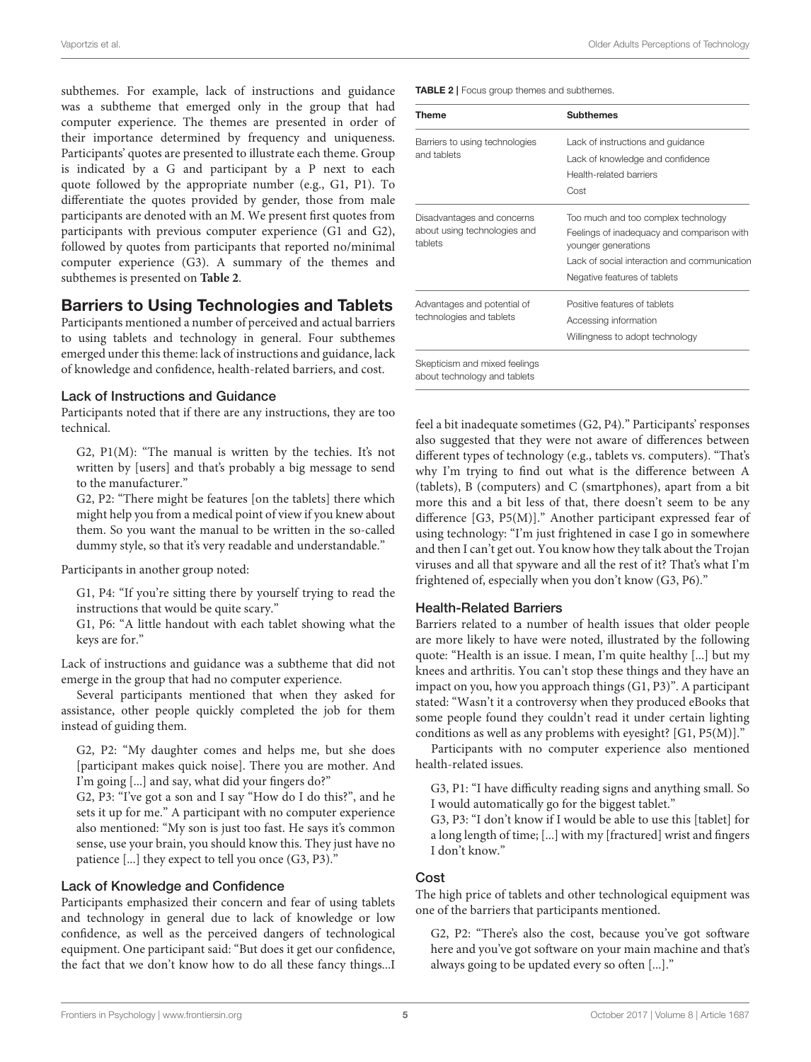subthemes. For example, lack of instructions and guidance was a subtheme that emerged only in the group that had computer experience. The themes are presented in order of their importance determined by frequency and uniqueness. Participants' quotes are presented to illustrate each theme. Group is indicated by a G and participant by a P next to each quote followed by the appropriate number (e.g., G1, P1). To differentiate the quotes provided by gender, those from male participants are denoted with an M. We present first quotes from participants with previous computer experience (G1 and G2), followed by quotes from participants that reported no/minimal computer experience (G3). A summary of the themes and subthemes is presented on **Table 2**.

**TABLE 2** | Focus group themes and subthemes.

| Theme | Subthemes |
|---|---|
| Barriers to using technologies and tablets | Lack of instructions and guidance |
| | Lack of knowledge and confidence |
| | Health-related barriers |
| | Cost |
| Disadvantages and concerns about using technologies and tablets | Too much and too complex technology |
| | Feelings of inadequacy and comparison with younger generations |
| | Lack of social interaction and communication |
| | Negative features of tablets |
| Advantages and potential of technologies and tablets | Positive features of tablets |
| | Accessing information |
| | Willingness to adopt technology |
| Skepticism and mixed feelings about technology and tablets | |

## Barriers to Using Technologies and Tablets

Participants mentioned a number of perceived and actual barriers to using tablets and technology in general. Four subthemes emerged under this theme: lack of instructions and guidance, lack of knowledge and confidence, health-related barriers, and cost.

### Lack of Instructions and Guidance

Participants noted that if there are any instructions, they are too technical.

> G2, P1(M): "The manual is written by the techies. It's not written by [users] and that's probably a big message to send to the manufacturer."
>
> G2, P2: "There might be features [on the tablets] there which might help you from a medical point of view if you knew about them. So you want the manual to be written in the so-called dummy style, so that it's very readable and understandable."

Participants in another group noted:

> G1, P4: "If you're sitting there by yourself trying to read the instructions that would be quite scary."
>
> G1, P6: "A little handout with each tablet showing what the keys are for."

Lack of instructions and guidance was a subtheme that did not emerge in the group that had no computer experience.

Several participants mentioned that when they asked for assistance, other people quickly completed the job for them instead of guiding them.

> G2, P2: "My daughter comes and helps me, but she does [participant makes quick noise]. There you are mother. And I'm going [...] and say, what did your fingers do?"
>
> G2, P3: "I've got a son and I say "How do I do this?", and he sets it up for me." A participant with no computer experience also mentioned: "My son is just too fast. He says it's common sense, use your brain, you should know this. They just have no patience [...] they expect to tell you once (G3, P3)."

### Lack of Knowledge and Confidence

Participants emphasized their concern and fear of using tablets and technology in general due to lack of knowledge or low confidence, as well as the perceived dangers of technological equipment. One participant said: "But does it get our confidence, the fact that we don't know how to do all these fancy things...I feel a bit inadequate sometimes (G2, P4)." Participants' responses also suggested that they were not aware of differences between different types of technology (e.g., tablets vs. computers). "That's why I'm trying to find out what is the difference between A (tablets), B (computers) and C (smartphones), apart from a bit more this and a bit less of that, there doesn't seem to be any difference [G3, P5(M)]." Another participant expressed fear of using technology: "I'm just frightened in case I go in somewhere and then I can't get out. You know how they talk about the Trojan viruses and all that spyware and all the rest of it? That's what I'm frightened of, especially when you don't know (G3, P6)."

### Health-Related Barriers

Barriers related to a number of health issues that older people are more likely to have were noted, illustrated by the following quote: "Health is an issue. I mean, I'm quite healthy [...] but my knees and arthritis. You can't stop these things and they have an impact on you, how you approach things (G1, P3)". A participant stated: "Wasn't it a controversy when they produced eBooks that some people found they couldn't read it under certain lighting conditions as well as any problems with eyesight? [G1, P5(M)]."

Participants with no computer experience also mentioned health-related issues.

> G3, P1: "I have difficulty reading signs and anything small. So I would automatically go for the biggest tablet."
>
> G3, P3: "I don't know if I would be able to use this [tablet] for a long length of time; [...] with my [fractured] wrist and fingers I don't know."

### Cost

The high price of tablets and other technological equipment was one of the barriers that participants mentioned.

> G2, P2: "There's also the cost, because you've got software here and you've got software on your main machine and that's always going to be updated every so often [...]."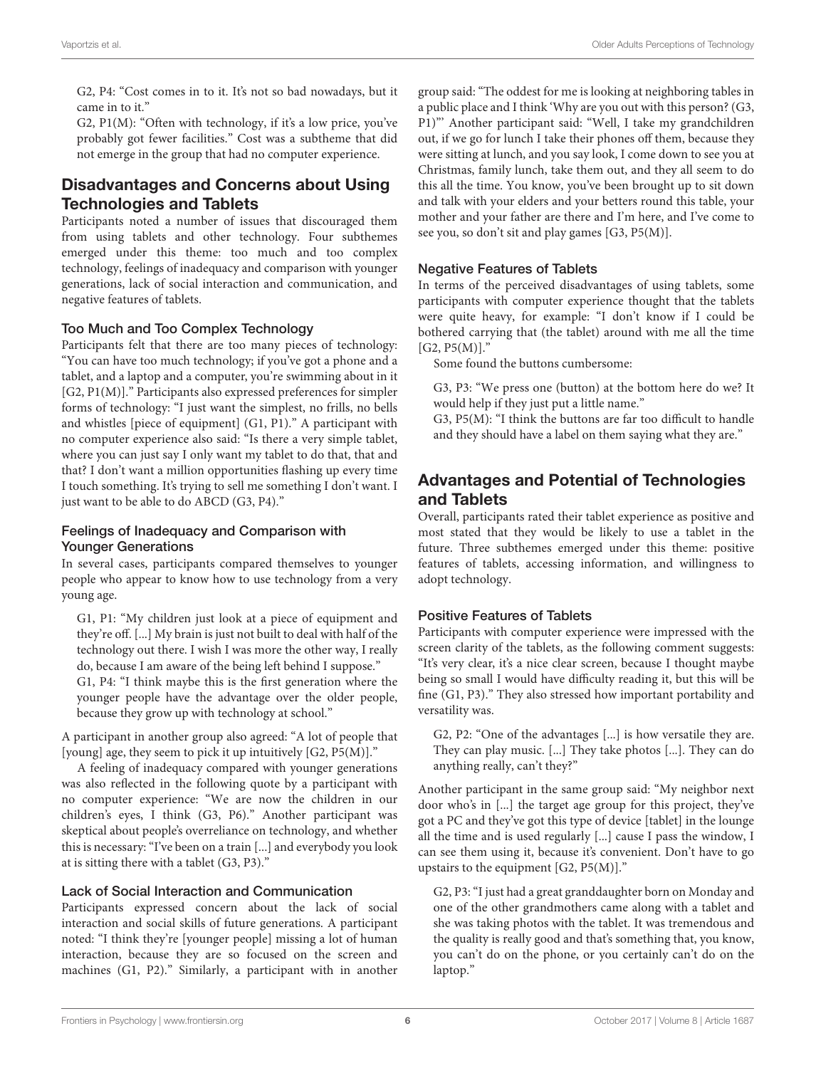G2, P4: "Cost comes in to it. It's not so bad nowadays, but it came in to it."

G2, P1(M): "Often with technology, if it's a low price, you've probably got fewer facilities." Cost was a subtheme that did not emerge in the group that had no computer experience.

## Disadvantages and Concerns about Using Technologies and Tablets

Participants noted a number of issues that discouraged them from using tablets and other technology. Four subthemes emerged under this theme: too much and too complex technology, feelings of inadequacy and comparison with younger generations, lack of social interaction and communication, and negative features of tablets.

### Too Much and Too Complex Technology

Participants felt that there are too many pieces of technology: "You can have too much technology; if you've got a phone and a tablet, and a laptop and a computer, you're swimming about in it [G2, P1(M)]." Participants also expressed preferences for simpler forms of technology: "I just want the simplest, no frills, no bells and whistles [piece of equipment] (G1, P1)." A participant with no computer experience also said: "Is there a very simple tablet, where you can just say I only want my tablet to do that, that and that? I don't want a million opportunities flashing up every time I touch something. It's trying to sell me something I don't want. I just want to be able to do ABCD (G3, P4)."

### Feelings of Inadequacy and Comparison with Younger Generations

In several cases, participants compared themselves to younger people who appear to know how to use technology from a very young age.

G1, P1: "My children just look at a piece of equipment and they're off. [...] My brain is just not built to deal with half of the technology out there. I wish I was more the other way, I really do, because I am aware of the being left behind I suppose."

G1, P4: "I think maybe this is the first generation where the younger people have the advantage over the older people, because they grow up with technology at school."

A participant in another group also agreed: "A lot of people that [young] age, they seem to pick it up intuitively [G2, P5(M)]."

A feeling of inadequacy compared with younger generations was also reflected in the following quote by a participant with no computer experience: "We are now the children in our children's eyes, I think (G3, P6)." Another participant was skeptical about people's overreliance on technology, and whether this is necessary: "I've been on a train [...] and everybody you look at is sitting there with a tablet (G3, P3)."

### Lack of Social Interaction and Communication

Participants expressed concern about the lack of social interaction and social skills of future generations. A participant noted: "I think they're [younger people] missing a lot of human interaction, because they are so focused on the screen and machines (G1, P2)." Similarly, a participant with in another group said: "The oddest for me is looking at neighboring tables in a public place and I think 'Why are you out with this person? (G3, P1)"' Another participant said: "Well, I take my grandchildren out, if we go for lunch I take their phones off them, because they were sitting at lunch, and you say look, I come down to see you at Christmas, family lunch, take them out, and they all seem to do this all the time. You know, you've been brought up to sit down and talk with your elders and your betters round this table, your mother and your father are there and I'm here, and I've come to see you, so don't sit and play games [G3, P5(M)].

### Negative Features of Tablets

In terms of the perceived disadvantages of using tablets, some participants with computer experience thought that the tablets were quite heavy, for example: "I don't know if I could be bothered carrying that (the tablet) around with me all the time [G2, P5(M)]."

Some found the buttons cumbersome:

G3, P3: "We press one (button) at the bottom here do we? It would help if they just put a little name."

G3, P5(M): "I think the buttons are far too difficult to handle and they should have a label on them saying what they are."

## Advantages and Potential of Technologies and Tablets

Overall, participants rated their tablet experience as positive and most stated that they would be likely to use a tablet in the future. Three subthemes emerged under this theme: positive features of tablets, accessing information, and willingness to adopt technology.

### Positive Features of Tablets

Participants with computer experience were impressed with the screen clarity of the tablets, as the following comment suggests: "It's very clear, it's a nice clear screen, because I thought maybe being so small I would have difficulty reading it, but this will be fine (G1, P3)." They also stressed how important portability and versatility was.

G2, P2: "One of the advantages [...] is how versatile they are. They can play music. [...] They take photos [...]. They can do anything really, can't they?"

Another participant in the same group said: "My neighbor next door who's in [...] the target age group for this project, they've got a PC and they've got this type of device [tablet] in the lounge all the time and is used regularly [...] cause I pass the window, I can see them using it, because it's convenient. Don't have to go upstairs to the equipment [G2, P5(M)]."

G2, P3: "I just had a great granddaughter born on Monday and one of the other grandmothers came along with a tablet and she was taking photos with the tablet. It was tremendous and the quality is really good and that's something that, you know, you can't do on the phone, or you certainly can't do on the laptop."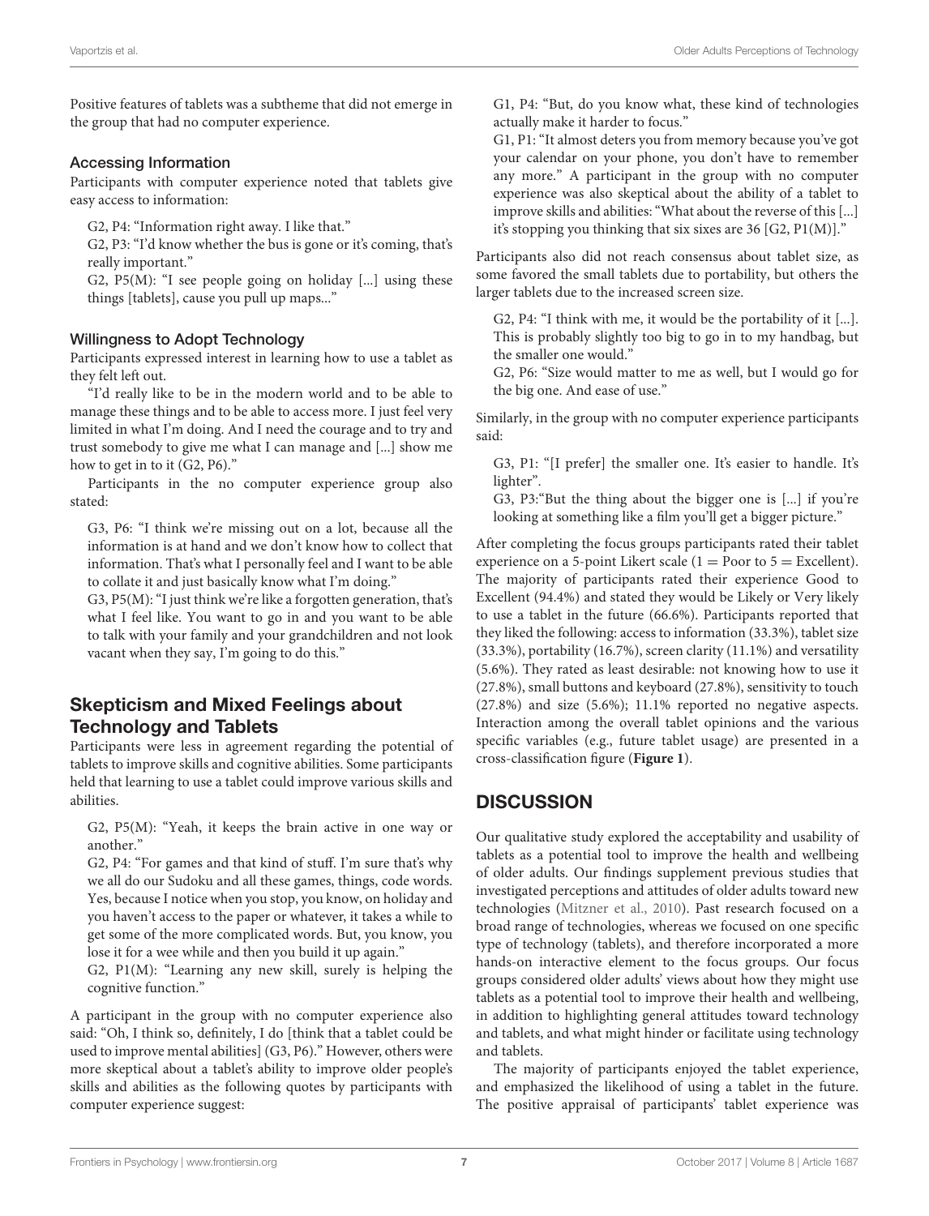Positive features of tablets was a subtheme that did not emerge in the group that had no computer experience.

### Accessing Information

Participants with computer experience noted that tablets give easy access to information:

> G2, P4: "Information right away. I like that."
>
> G2, P3: "I'd know whether the bus is gone or it's coming, that's really important."
>
> G2, P5(M): "I see people going on holiday [...] using these things [tablets], cause you pull up maps..."

### Willingness to Adopt Technology

Participants expressed interest in learning how to use a tablet as they felt left out.

"I'd really like to be in the modern world and to be able to manage these things and to be able to access more. I just feel very limited in what I'm doing. And I need the courage and to try and trust somebody to give me what I can manage and [...] show me how to get in to it (G2, P6)."

Participants in the no computer experience group also stated:

> G3, P6: "I think we're missing out on a lot, because all the information is at hand and we don't know how to collect that information. That's what I personally feel and I want to be able to collate it and just basically know what I'm doing."
>
> G3, P5(M): "I just think we're like a forgotten generation, that's what I feel like. You want to go in and you want to be able to talk with your family and your grandchildren and not look vacant when they say, I'm going to do this."

## Skepticism and Mixed Feelings about Technology and Tablets

Participants were less in agreement regarding the potential of tablets to improve skills and cognitive abilities. Some participants held that learning to use a tablet could improve various skills and abilities.

> G2, P5(M): "Yeah, it keeps the brain active in one way or another."
>
> G2, P4: "For games and that kind of stuff. I'm sure that's why we all do our Sudoku and all these games, things, code words. Yes, because I notice when you stop, you know, on holiday and you haven't access to the paper or whatever, it takes a while to get some of the more complicated words. But, you know, you lose it for a wee while and then you build it up again."
>
> G2, P1(M): "Learning any new skill, surely is helping the cognitive function."

A participant in the group with no computer experience also said: "Oh, I think so, definitely, I do [think that a tablet could be used to improve mental abilities] (G3, P6)." However, others were more skeptical about a tablet's ability to improve older people's skills and abilities as the following quotes by participants with computer experience suggest:

> G1, P4: "But, do you know what, these kind of technologies actually make it harder to focus."
>
> G1, P1: "It almost deters you from memory because you've got your calendar on your phone, you don't have to remember any more." A participant in the group with no computer experience was also skeptical about the ability of a tablet to improve skills and abilities: "What about the reverse of this [...] it's stopping you thinking that six sixes are 36 [G2, P1(M)]."

Participants also did not reach consensus about tablet size, as some favored the small tablets due to portability, but others the larger tablets due to the increased screen size.

> G2, P4: "I think with me, it would be the portability of it [...]. This is probably slightly too big to go in to my handbag, but the smaller one would."
>
> G2, P6: "Size would matter to me as well, but I would go for the big one. And ease of use."

Similarly, in the group with no computer experience participants said:

> G3, P1: "[I prefer] the smaller one. It's easier to handle. It's lighter".
>
> G3, P3:"But the thing about the bigger one is [...] if you're looking at something like a film you'll get a bigger picture."

After completing the focus groups participants rated their tablet experience on a 5-point Likert scale (1 = Poor to 5 = Excellent). The majority of participants rated their experience Good to Excellent (94.4%) and stated they would be Likely or Very likely to use a tablet in the future (66.6%). Participants reported that they liked the following: access to information (33.3%), tablet size (33.3%), portability (16.7%), screen clarity (11.1%) and versatility (5.6%). They rated as least desirable: not knowing how to use it (27.8%), small buttons and keyboard (27.8%), sensitivity to touch (27.8%) and size (5.6%); 11.1% reported no negative aspects. Interaction among the overall tablet opinions and the various specific variables (e.g., future tablet usage) are presented in a cross-classification figure (**Figure 1**).

# DISCUSSION

Our qualitative study explored the acceptability and usability of tablets as a potential tool to improve the health and wellbeing of older adults. Our findings supplement previous studies that investigated perceptions and attitudes of older adults toward new technologies (Mitzner et al., 2010). Past research focused on a broad range of technologies, whereas we focused on one specific type of technology (tablets), and therefore incorporated a more hands-on interactive element to the focus groups. Our focus groups considered older adults' views about how they might use tablets as a potential tool to improve their health and wellbeing, in addition to highlighting general attitudes toward technology and tablets, and what might hinder or facilitate using technology and tablets.

The majority of participants enjoyed the tablet experience, and emphasized the likelihood of using a tablet in the future. The positive appraisal of participants' tablet experience was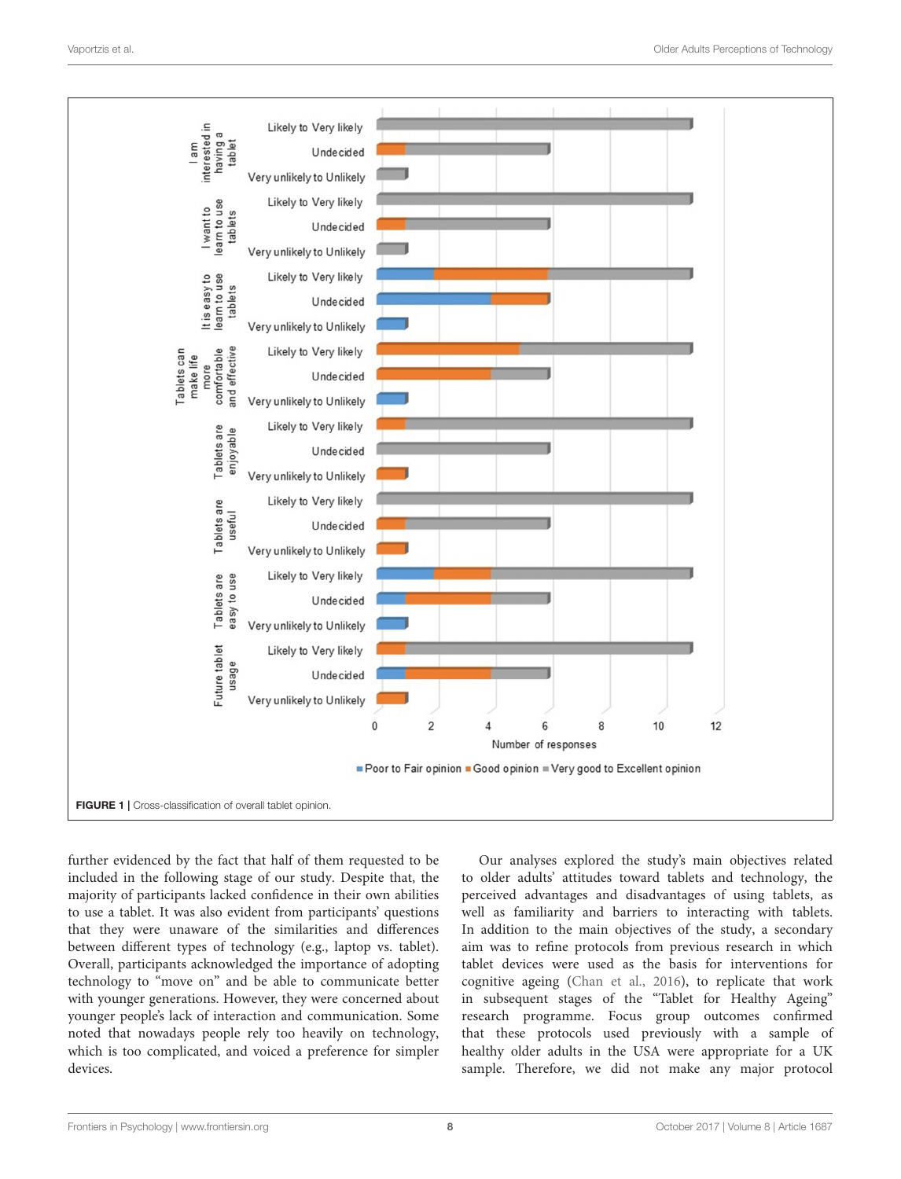FIGURE 1 | Cross-classification of overall tablet opinion.

further evidenced by the fact that half of them requested to be included in the following stage of our study. Despite that, the majority of participants lacked confidence in their own abilities to use a tablet. It was also evident from participants' questions that they were unaware of the similarities and differences between different types of technology (e.g., laptop vs. tablet). Overall, participants acknowledged the importance of adopting technology to "move on" and be able to communicate better with younger generations. However, they were concerned about younger people's lack of interaction and communication. Some noted that nowadays people rely too heavily on technology, which is too complicated, and voiced a preference for simpler devices.

Our analyses explored the study's main objectives related to older adults' attitudes toward tablets and technology, the perceived advantages and disadvantages of using tablets, as well as familiarity and barriers to interacting with tablets. In addition to the main objectives of the study, a secondary aim was to refine protocols from previous research in which tablet devices were used as the basis for interventions for cognitive ageing (Chan et al., 2016), to replicate that work in subsequent stages of the "Tablet for Healthy Ageing" research programme. Focus group outcomes confirmed that these protocols used previously with a sample of healthy older adults in the USA were appropriate for a UK sample. Therefore, we did not make any major protocol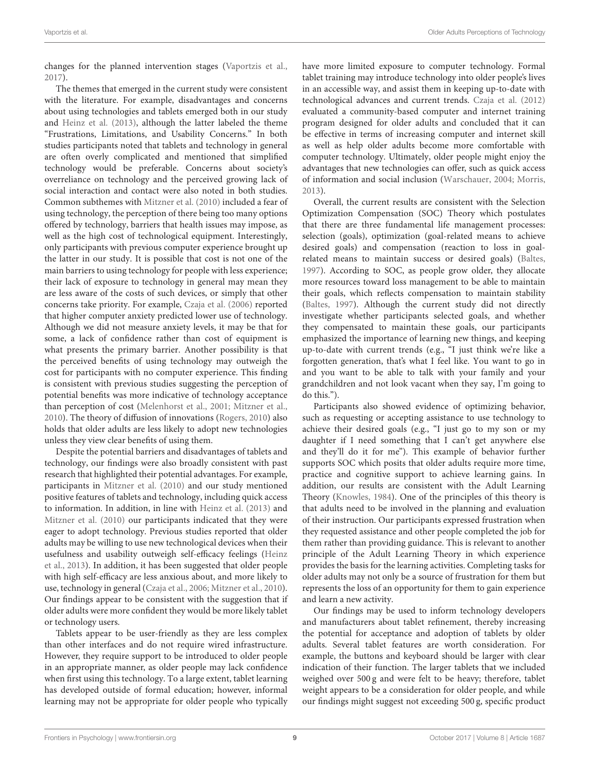changes for the planned intervention stages (Vaportzis et al., 2017).

The themes that emerged in the current study were consistent with the literature. For example, disadvantages and concerns about using technologies and tablets emerged both in our study and Heinz et al. (2013), although the latter labeled the theme "Frustrations, Limitations, and Usability Concerns." In both studies participants noted that tablets and technology in general are often overly complicated and mentioned that simplified technology would be preferable. Concerns about society's overreliance on technology and the perceived growing lack of social interaction and contact were also noted in both studies. Common subthemes with Mitzner et al. (2010) included a fear of using technology, the perception of there being too many options offered by technology, barriers that health issues may impose, as well as the high cost of technological equipment. Interestingly, only participants with previous computer experience brought up the latter in our study. It is possible that cost is not one of the main barriers to using technology for people with less experience; their lack of exposure to technology in general may mean they are less aware of the costs of such devices, or simply that other concerns take priority. For example, Czaja et al. (2006) reported that higher computer anxiety predicted lower use of technology. Although we did not measure anxiety levels, it may be that for some, a lack of confidence rather than cost of equipment is what presents the primary barrier. Another possibility is that the perceived benefits of using technology may outweigh the cost for participants with no computer experience. This finding is consistent with previous studies suggesting the perception of potential benefits was more indicative of technology acceptance than perception of cost (Melenhorst et al., 2001; Mitzner et al., 2010). The theory of diffusion of innovations (Rogers, 2010) also holds that older adults are less likely to adopt new technologies unless they view clear benefits of using them.

Despite the potential barriers and disadvantages of tablets and technology, our findings were also broadly consistent with past research that highlighted their potential advantages. For example, participants in Mitzner et al. (2010) and our study mentioned positive features of tablets and technology, including quick access to information. In addition, in line with Heinz et al. (2013) and Mitzner et al. (2010) our participants indicated that they were eager to adopt technology. Previous studies reported that older adults may be willing to use new technological devices when their usefulness and usability outweigh self-efficacy feelings (Heinz et al., 2013). In addition, it has been suggested that older people with high self-efficacy are less anxious about, and more likely to use, technology in general (Czaja et al., 2006; Mitzner et al., 2010). Our findings appear to be consistent with the suggestion that if older adults were more confident they would be more likely tablet or technology users.

Tablets appear to be user-friendly as they are less complex than other interfaces and do not require wired infrastructure. However, they require support to be introduced to older people in an appropriate manner, as older people may lack confidence when first using this technology. To a large extent, tablet learning has developed outside of formal education; however, informal learning may not be appropriate for older people who typically have more limited exposure to computer technology. Formal tablet training may introduce technology into older people's lives in an accessible way, and assist them in keeping up-to-date with technological advances and current trends. Czaja et al. (2012) evaluated a community-based computer and internet training program designed for older adults and concluded that it can be effective in terms of increasing computer and internet skill as well as help older adults become more comfortable with computer technology. Ultimately, older people might enjoy the advantages that new technologies can offer, such as quick access of information and social inclusion (Warschauer, 2004; Morris, 2013).

Overall, the current results are consistent with the Selection Optimization Compensation (SOC) Theory which postulates that there are three fundamental life management processes: selection (goals), optimization (goal-related means to achieve desired goals) and compensation (reaction to loss in goal-related means to maintain success or desired goals) (Baltes, 1997). According to SOC, as people grow older, they allocate more resources toward loss management to be able to maintain their goals, which reflects compensation to maintain stability (Baltes, 1997). Although the current study did not directly investigate whether participants selected goals, and whether they compensated to maintain these goals, our participants emphasized the importance of learning new things, and keeping up-to-date with current trends (e.g., "I just think we're like a forgotten generation, that's what I feel like. You want to go in and you want to be able to talk with your family and your grandchildren and not look vacant when they say, I'm going to do this.").

Participants also showed evidence of optimizing behavior, such as requesting or accepting assistance to use technology to achieve their desired goals (e.g., "I just go to my son or my daughter if I need something that I can't get anywhere else and they'll do it for me"). This example of behavior further supports SOC which posits that older adults require more time, practice and cognitive support to achieve learning gains. In addition, our results are consistent with the Adult Learning Theory (Knowles, 1984). One of the principles of this theory is that adults need to be involved in the planning and evaluation of their instruction. Our participants expressed frustration when they requested assistance and other people completed the job for them rather than providing guidance. This is relevant to another principle of the Adult Learning Theory in which experience provides the basis for the learning activities. Completing tasks for older adults may not only be a source of frustration for them but represents the loss of an opportunity for them to gain experience and learn a new activity.

Our findings may be used to inform technology developers and manufacturers about tablet refinement, thereby increasing the potential for acceptance and adoption of tablets by older adults. Several tablet features are worth consideration. For example, the buttons and keyboard should be larger with clear indication of their function. The larger tablets that we included weighed over 500 g and were felt to be heavy; therefore, tablet weight appears to be a consideration for older people, and while our findings might suggest not exceeding 500 g, specific product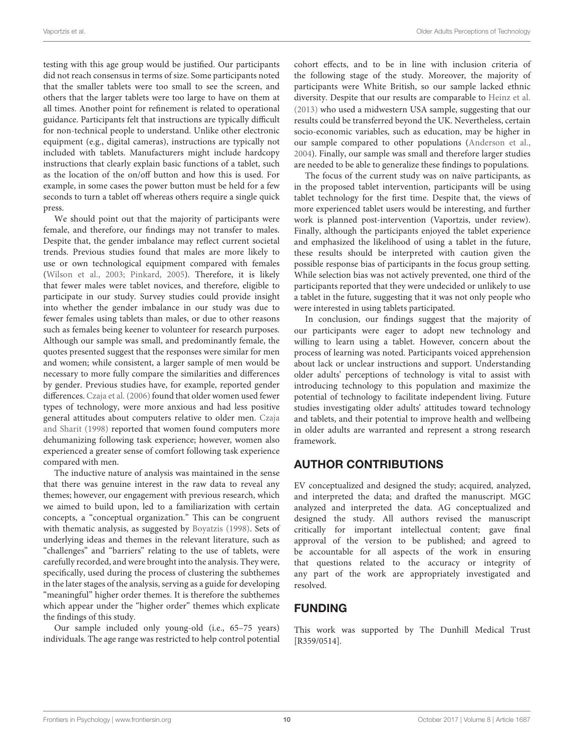testing with this age group would be justified. Our participants did not reach consensus in terms of size. Some participants noted that the smaller tablets were too small to see the screen, and others that the larger tablets were too large to have on them at all times. Another point for refinement is related to operational guidance. Participants felt that instructions are typically difficult for non-technical people to understand. Unlike other electronic equipment (e.g., digital cameras), instructions are typically not included with tablets. Manufacturers might include hardcopy instructions that clearly explain basic functions of a tablet, such as the location of the on/off button and how this is used. For example, in some cases the power button must be held for a few seconds to turn a tablet off whereas others require a single quick press.

We should point out that the majority of participants were female, and therefore, our findings may not transfer to males. Despite that, the gender imbalance may reflect current societal trends. Previous studies found that males are more likely to use or own technological equipment compared with females (Wilson et al., 2003; Pinkard, 2005). Therefore, it is likely that fewer males were tablet novices, and therefore, eligible to participate in our study. Survey studies could provide insight into whether the gender imbalance in our study was due to fewer females using tablets than males, or due to other reasons such as females being keener to volunteer for research purposes. Although our sample was small, and predominantly female, the quotes presented suggest that the responses were similar for men and women; while consistent, a larger sample of men would be necessary to more fully compare the similarities and differences by gender. Previous studies have, for example, reported gender differences. Czaja et al. (2006) found that older women used fewer types of technology, were more anxious and had less positive general attitudes about computers relative to older men. Czaja and Sharit (1998) reported that women found computers more dehumanizing following task experience; however, women also experienced a greater sense of comfort following task experience compared with men.

The inductive nature of analysis was maintained in the sense that there was genuine interest in the raw data to reveal any themes; however, our engagement with previous research, which we aimed to build upon, led to a familiarization with certain concepts, a "conceptual organization." This can be congruent with thematic analysis, as suggested by Boyatzis (1998). Sets of underlying ideas and themes in the relevant literature, such as "challenges" and "barriers" relating to the use of tablets, were carefully recorded, and were brought into the analysis. They were, specifically, used during the process of clustering the subthemes in the later stages of the analysis, serving as a guide for developing "meaningful" higher order themes. It is therefore the subthemes which appear under the "higher order" themes which explicate the findings of this study.

Our sample included only young-old (i.e., 65–75 years) individuals. The age range was restricted to help control potential cohort effects, and to be in line with inclusion criteria of the following stage of the study. Moreover, the majority of participants were White British, so our sample lacked ethnic diversity. Despite that our results are comparable to Heinz et al. (2013) who used a midwestern USA sample, suggesting that our results could be transferred beyond the UK. Nevertheless, certain socio-economic variables, such as education, may be higher in our sample compared to other populations (Anderson et al., 2004). Finally, our sample was small and therefore larger studies are needed to be able to generalize these findings to populations.

The focus of the current study was on naïve participants, as in the proposed tablet intervention, participants will be using tablet technology for the first time. Despite that, the views of more experienced tablet users would be interesting, and further work is planned post-intervention (Vaportzis, under review). Finally, although the participants enjoyed the tablet experience and emphasized the likelihood of using a tablet in the future, these results should be interpreted with caution given the possible response bias of participants in the focus group setting. While selection bias was not actively prevented, one third of the participants reported that they were undecided or unlikely to use a tablet in the future, suggesting that it was not only people who were interested in using tablets participated.

In conclusion, our findings suggest that the majority of our participants were eager to adopt new technology and willing to learn using a tablet. However, concern about the process of learning was noted. Participants voiced apprehension about lack or unclear instructions and support. Understanding older adults' perceptions of technology is vital to assist with introducing technology to this population and maximize the potential of technology to facilitate independent living. Future studies investigating older adults' attitudes toward technology and tablets, and their potential to improve health and wellbeing in older adults are warranted and represent a strong research framework.

## AUTHOR CONTRIBUTIONS

EV conceptualized and designed the study; acquired, analyzed, and interpreted the data; and drafted the manuscript. MGC analyzed and interpreted the data. AG conceptualized and designed the study. All authors revised the manuscript critically for important intellectual content; gave final approval of the version to be published; and agreed to be accountable for all aspects of the work in ensuring that questions related to the accuracy or integrity of any part of the work are appropriately investigated and resolved.

## FUNDING

This work was supported by The Dunhill Medical Trust [R359/0514].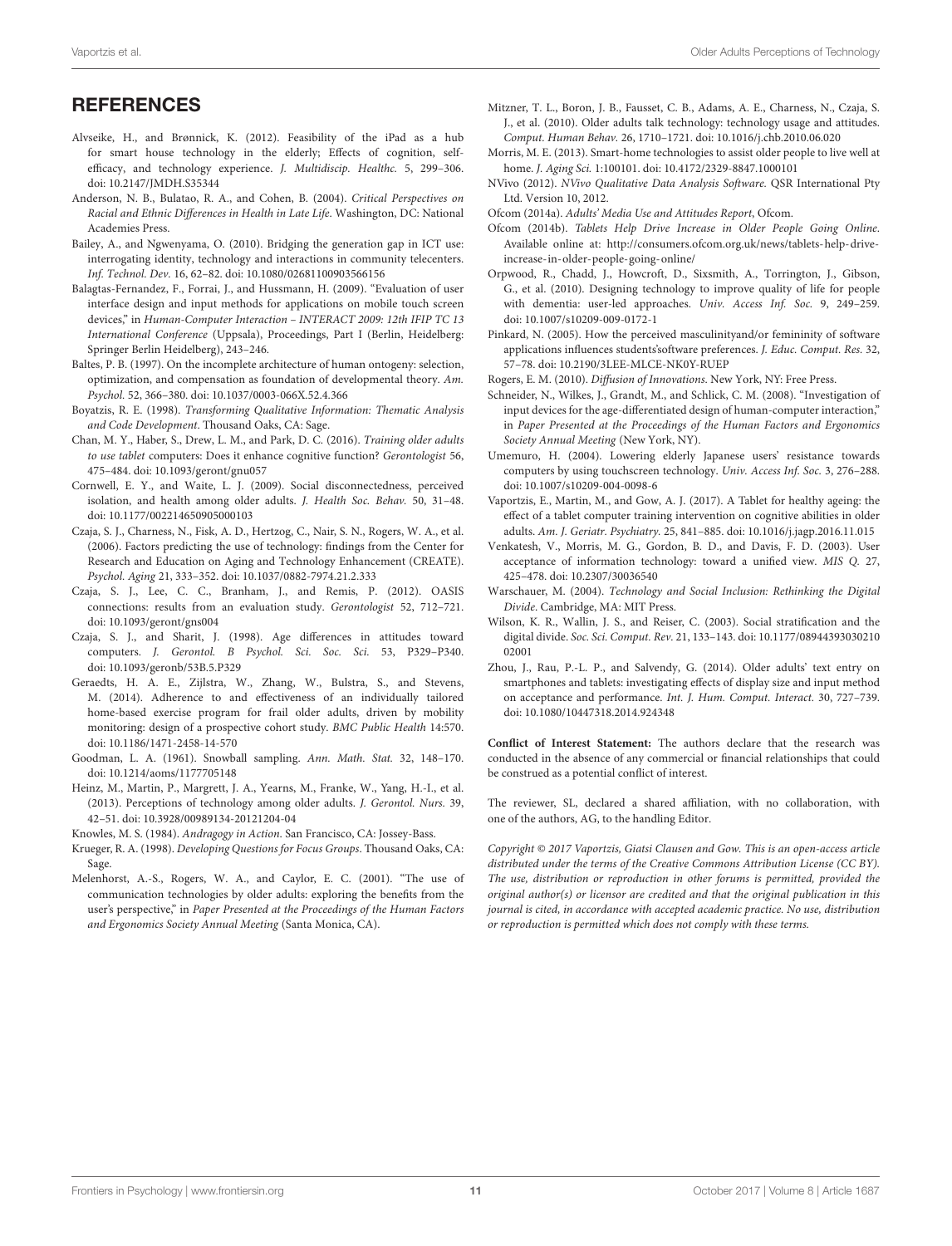## REFERENCES

Alvseike, H., and Brønnick, K. (2012). Feasibility of the iPad as a hub for smart house technology in the elderly; Effects of cognition, self-efficacy, and technology experience. *J. Multidiscip. Healthc.* 5, 299–306. doi: 10.2147/JMDH.S35344

Anderson, N. B., Bulatao, R. A., and Cohen, B. (2004). *Critical Perspectives on Racial and Ethnic Differences in Health in Late Life*. Washington, DC: National Academies Press.

Bailey, A., and Ngwenyama, O. (2010). Bridging the generation gap in ICT use: interrogating identity, technology and interactions in community telecenters. *Inf. Technol. Dev.* 16, 62–82. doi: 10.1080/02681100903566156

Balagtas-Fernandez, F., Forrai, J., and Hussmann, H. (2009). "Evaluation of user interface design and input methods for applications on mobile touch screen devices," in *Human-Computer Interaction – INTERACT 2009: 12th IFIP TC 13 International Conference* (Uppsala), Proceedings, Part I (Berlin, Heidelberg: Springer Berlin Heidelberg), 243–246.

Baltes, P. B. (1997). On the incomplete architecture of human ontogeny: selection, optimization, and compensation as foundation of developmental theory. *Am. Psychol.* 52, 366–380. doi: 10.1037/0003-066X.52.4.366

Boyatzis, R. E. (1998). *Transforming Qualitative Information: Thematic Analysis and Code Development*. Thousand Oaks, CA: Sage.

Chan, M. Y., Haber, S., Drew, L. M., and Park, D. C. (2016). *Training older adults to use tablet* computers: Does it enhance cognitive function? *Gerontologist* 56, 475–484. doi: 10.1093/geront/gnu057

Cornwell, E. Y., and Waite, L. J. (2009). Social disconnectedness, perceived isolation, and health among older adults. *J. Health Soc. Behav.* 50, 31–48. doi: 10.1177/002214650905000103

Czaja, S. J., Charness, N., Fisk, A. D., Hertzog, C., Nair, S. N., Rogers, W. A., et al. (2006). Factors predicting the use of technology: findings from the Center for Research and Education on Aging and Technology Enhancement (CREATE). *Psychol. Aging* 21, 333–352. doi: 10.1037/0882-7974.21.2.333

Czaja, S. J., Lee, C. C., Branham, J., and Remis, P. (2012). OASIS connections: results from an evaluation study. *Gerontologist* 52, 712–721. doi: 10.1093/geront/gns004

Czaja, S. J., and Sharit, J. (1998). Age differences in attitudes toward computers. *J. Gerontol. B Psychol. Sci. Soc. Sci.* 53, P329–P340. doi: 10.1093/geronb/53B.5.P329

Geraedts, H. A. E., Zijlstra, W., Zhang, W., Bulstra, S., and Stevens, M. (2014). Adherence to and effectiveness of an individually tailored home-based exercise program for frail older adults, driven by mobility monitoring: design of a prospective cohort study. *BMC Public Health* 14:570. doi: 10.1186/1471-2458-14-570

Goodman, L. A. (1961). Snowball sampling. *Ann. Math. Stat.* 32, 148–170. doi: 10.1214/aoms/1177705148

Heinz, M., Martin, P., Margrett, J. A., Yearns, M., Franke, W., Yang, H.-I., et al. (2013). Perceptions of technology among older adults. *J. Gerontol. Nurs.* 39, 42–51. doi: 10.3928/00989134-20121204-04

Knowles, M. S. (1984). *Andragogy in Action*. San Francisco, CA: Jossey-Bass.

Krueger, R. A. (1998). *Developing Questions for Focus Groups*. Thousand Oaks, CA: Sage.

Melenhorst, A.-S., Rogers, W. A., and Caylor, E. C. (2001). "The use of communication technologies by older adults: exploring the benefits from the user's perspective," in *Paper Presented at the Proceedings of the Human Factors and Ergonomics Society Annual Meeting* (Santa Monica, CA).

Mitzner, T. L., Boron, J. B., Fausset, C. B., Adams, A. E., Charness, N., Czaja, S. J., et al. (2010). Older adults talk technology: technology usage and attitudes. *Comput. Human Behav.* 26, 1710–1721. doi: 10.1016/j.chb.2010.06.020

Morris, M. E. (2013). Smart-home technologies to assist older people to live well at home. *J. Aging Sci.* 1:100101. doi: 10.4172/2329-8847.1000101

NVivo (2012). *NVivo Qualitative Data Analysis Software*. QSR International Pty Ltd. Version 10, 2012.

Ofcom (2014a). *Adults' Media Use and Attitudes Report*, Ofcom.

Ofcom (2014b). *Tablets Help Drive Increase in Older People Going Online*. Available online at: http://consumers.ofcom.org.uk/news/tablets-help-drive-increase-in-older-people-going-online/

Orpwood, R., Chadd, J., Howcroft, D., Sixsmith, A., Torrington, J., Gibson, G., et al. (2010). Designing technology to improve quality of life for people with dementia: user-led approaches. *Univ. Access Inf. Soc.* 9, 249–259. doi: 10.1007/s10209-009-0172-1

Pinkard, N. (2005). How the perceived masculinityand/or femininity of software applications influences students'software preferences. *J. Educ. Comput. Res.* 32, 57–78. doi: 10.2190/3LEE-MLCE-NK0Y-RUEP

Rogers, E. M. (2010). *Diffusion of Innovations*. New York, NY: Free Press.

Schneider, N., Wilkes, J., Grandt, M., and Schlick, C. M. (2008). "Investigation of input devices for the age-differentiated design of human-computer interaction," in *Paper Presented at the Proceedings of the Human Factors and Ergonomics Society Annual Meeting* (New York, NY).

Umemuro, H. (2004). Lowering elderly Japanese users' resistance towards computers by using touchscreen technology. *Univ. Access Inf. Soc.* 3, 276–288. doi: 10.1007/s10209-004-0098-6

Vaportzis, E., Martin, M., and Gow, A. J. (2017). A Tablet for healthy ageing: the effect of a tablet computer training intervention on cognitive abilities in older adults. *Am. J. Geriatr. Psychiatry.* 25, 841–885. doi: 10.1016/j.jagp.2016.11.015

Venkatesh, V., Morris, M. G., Gordon, B. D., and Davis, F. D. (2003). User acceptance of information technology: toward a unified view. *MIS Q.* 27, 425–478. doi: 10.2307/30036540

Warschauer, M. (2004). *Technology and Social Inclusion: Rethinking the Digital Divide*. Cambridge, MA: MIT Press.

Wilson, K. R., Wallin, J. S., and Reiser, C. (2003). Social stratification and the digital divide. *Soc. Sci. Comput. Rev.* 21, 133–143. doi: 10.1177/0894439303021002001

Zhou, J., Rau, P.-L. P., and Salvendy, G. (2014). Older adults' text entry on smartphones and tablets: investigating effects of display size and input method on acceptance and performance. *Int. J. Hum. Comput. Interact.* 30, 727–739. doi: 10.1080/10447318.2014.924348

**Conflict of Interest Statement:** The authors declare that the research was conducted in the absence of any commercial or financial relationships that could be construed as a potential conflict of interest.

The reviewer, SL, declared a shared affiliation, with no collaboration, with one of the authors, AG, to the handling Editor.

*Copyright © 2017 Vaportzis, Giatsi Clausen and Gow. This is an open-access article distributed under the terms of the Creative Commons Attribution License (CC BY). The use, distribution or reproduction in other forums is permitted, provided the original author(s) or licensor are credited and that the original publication in this journal is cited, in accordance with accepted academic practice. No use, distribution or reproduction is permitted which does not comply with these terms.*